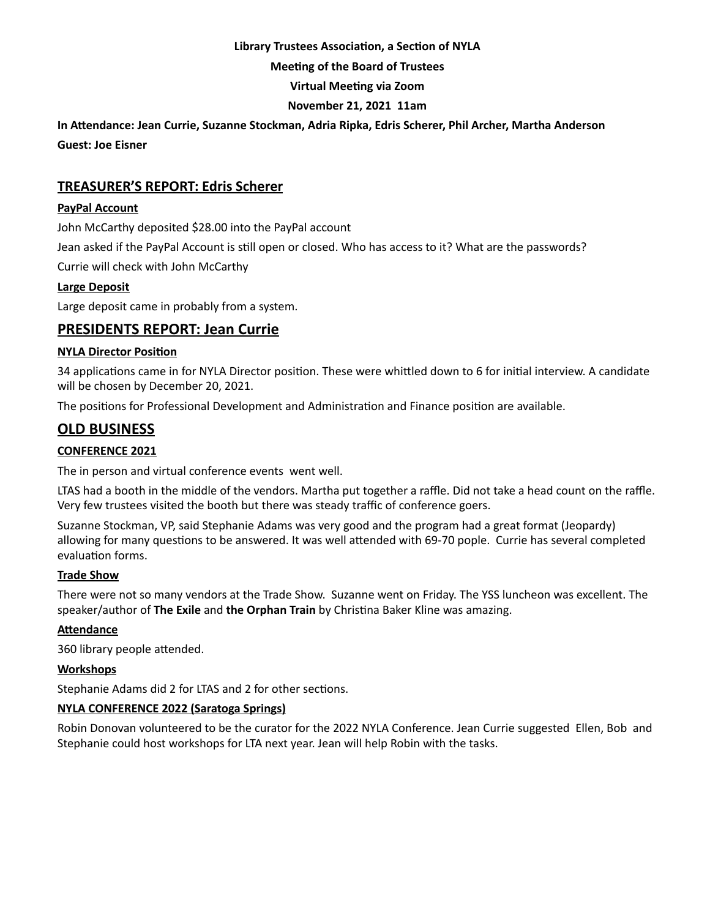**Library Trustees Association, a Section of NYLA**

**Meeting of the Board of Trustees**

**Virtual Meeting via Zoom**

**November 21, 2021 11am**

**In Attendance: Jean Currie, Suzanne Stockman, Adria Ripka, Edris Scherer, Phil Archer, Martha Anderson**

**Guest: Joe Eisner**

## TREASURER'S REPORT: Edris Scherer

### PayPal Account

John McCarthy deposited $28.00 into the PayPal account

Jean asked if the PayPal Account is still open or closed. Who has access to it? What are the passwords?

Currie will check with John McCarthy

### Large Deposit

Large deposit came in probably from a system.

## PRESIDENTS REPORT: Jean Currie

### NYLA Director Position

34 applications came in for NYLA Director position. These were whittled down to 6 for initial interview. A candidate will be chosen by December 20, 2021.

The positions for Professional Development and Administration and Finance position are available.

## OLD BUSINESS

### CONFERENCE 2021

The in person and virtual conference events went well.

LTAS had a booth in the middle of the vendors. Martha put together a raffle. Did not take a head count on the raffle. Very few trustees visited the booth but there was steady traffic of conference goers.

Suzanne Stockman, VP, said Stephanie Adams was very good and the program had a great format (Jeopardy) allowing for many questions to be answered. It was well attended with 69-70 pople. Currie has several completed evaluation forms.

### Trade Show

There were not so many vendors at the Trade Show. Suzanne went on Friday. The YSS luncheon was excellent. The speaker/author of **The Exile** and **the Orphan Train** by Christina Baker Kline was amazing.

### Attendance

360 library people attended.

### Workshops

Stephanie Adams did 2 for LTAS and 2 for other sections.

### NYLA CONFERENCE 2022 (Saratoga Springs)

Robin Donovan volunteered to be the curator for the 2022 NYLA Conference. Jean Currie suggested Ellen, Bob and Stephanie could host workshops for LTA next year. Jean will help Robin with the tasks.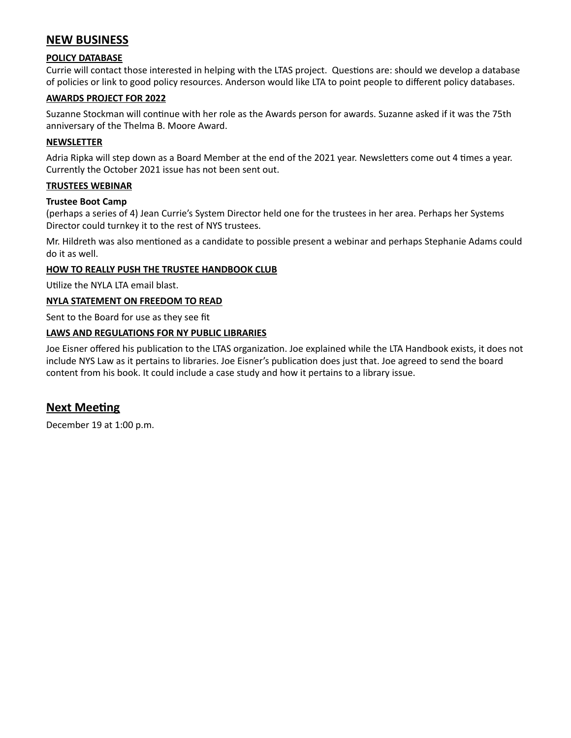## NEW BUSINESS

**POLICY DATABASE**

Currie will contact those interested in helping with the LTAS project. Questions are: should we develop a database of policies or link to good policy resources. Anderson would like LTA to point people to different policy databases.

**AWARDS PROJECT FOR 2022**

Suzanne Stockman will continue with her role as the Awards person for awards. Suzanne asked if it was the 75th anniversary of the Thelma B. Moore Award.

**NEWSLETTER**

Adria Ripka will step down as a Board Member at the end of the 2021 year. Newsletters come out 4 times a year. Currently the October 2021 issue has not been sent out.

**TRUSTEES WEBINAR**

**Trustee Boot Camp**

(perhaps a series of 4) Jean Currie's System Director held one for the trustees in her area. Perhaps her Systems Director could turnkey it to the rest of NYS trustees.

Mr. Hildreth was also mentioned as a candidate to possible present a webinar and perhaps Stephanie Adams could do it as well.

**HOW TO REALLY PUSH THE TRUSTEE HANDBOOK CLUB**

Utilize the NYLA LTA email blast.

**NYLA STATEMENT ON FREEDOM TO READ**

Sent to the Board for use as they see fit

**LAWS AND REGULATIONS FOR NY PUBLIC LIBRARIES**

Joe Eisner offered his publication to the LTAS organization. Joe explained while the LTA Handbook exists, it does not include NYS Law as it pertains to libraries. Joe Eisner's publication does just that. Joe agreed to send the board content from his book. It could include a case study and how it pertains to a library issue.

## Next Meeting

December 19 at 1:00 p.m.